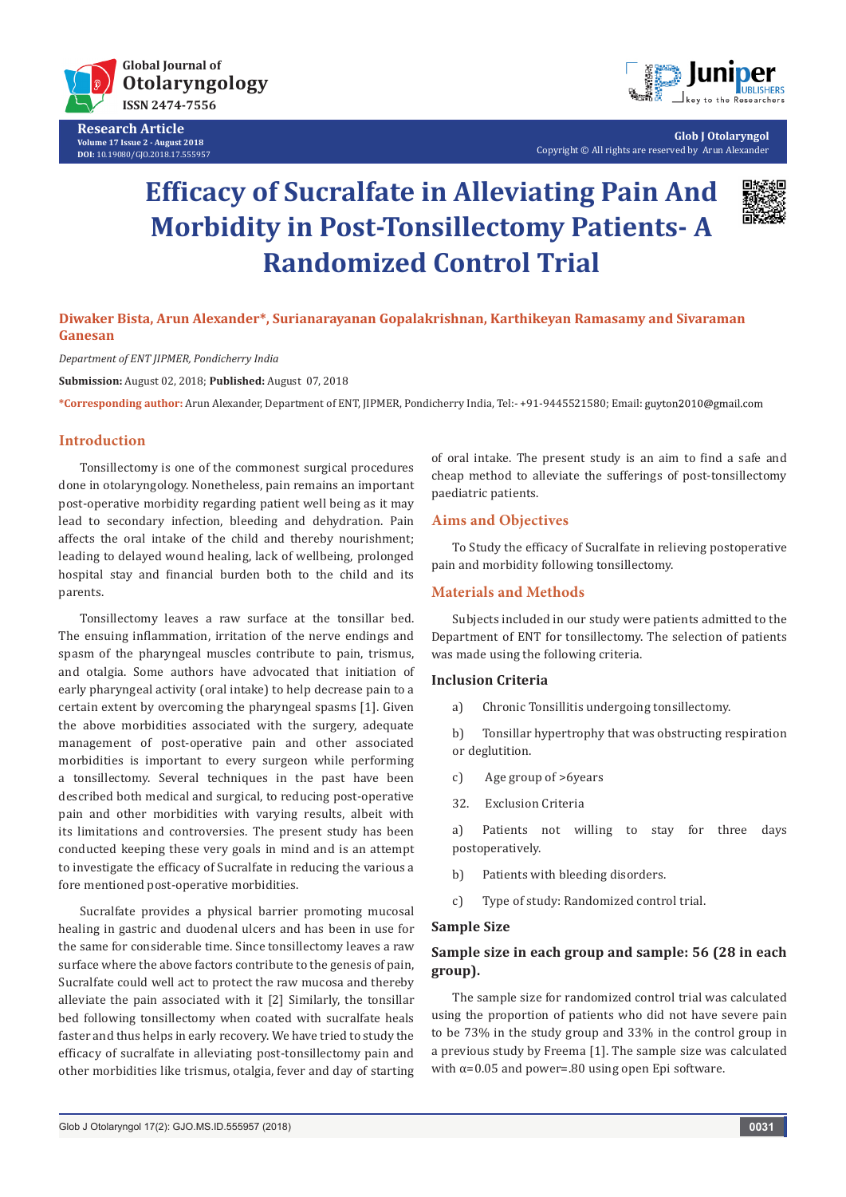**Research Article**
Volume 17 Issue 2 - August 2018
DOI: 10.19080/GJO.2018.17.555957

Glob J Otolaryngol
Copyright © All rights are reserved by Arun Alexander

# Efficacy of Sucralfate in Alleviating Pain And Morbidity in Post-Tonsillectomy Patients- A Randomized Control Trial

**Diwaker Bista, Arun Alexander\*, Surianarayanan Gopalakrishnan, Karthikeyan Ramasamy and Sivaraman Ganesan**

*Department of ENT JIPMER, Pondicherry India*

**Submission:** August 02, 2018; **Published:** August 07, 2018

**\*Corresponding author:** Arun Alexander, Department of ENT, JIPMER, Pondicherry India, Tel:- +91-9445521580; Email: guyton2010@gmail.com

## Introduction

Tonsillectomy is one of the commonest surgical procedures done in otolaryngology. Nonetheless, pain remains an important post-operative morbidity regarding patient well being as it may lead to secondary infection, bleeding and dehydration. Pain affects the oral intake of the child and thereby nourishment; leading to delayed wound healing, lack of wellbeing, prolonged hospital stay and financial burden both to the child and its parents.

Tonsillectomy leaves a raw surface at the tonsillar bed. The ensuing inflammation, irritation of the nerve endings and spasm of the pharyngeal muscles contribute to pain, trismus, and otalgia. Some authors have advocated that initiation of early pharyngeal activity (oral intake) to help decrease pain to a certain extent by overcoming the pharyngeal spasms [1]. Given the above morbidities associated with the surgery, adequate management of post-operative pain and other associated morbidities is important to every surgeon while performing a tonsillectomy. Several techniques in the past have been described both medical and surgical, to reducing post-operative pain and other morbidities with varying results, albeit with its limitations and controversies. The present study has been conducted keeping these very goals in mind and is an attempt to investigate the efficacy of Sucralfate in reducing the various a fore mentioned post-operative morbidities.

Sucralfate provides a physical barrier promoting mucosal healing in gastric and duodenal ulcers and has been in use for the same for considerable time. Since tonsillectomy leaves a raw surface where the above factors contribute to the genesis of pain, Sucralfate could well act to protect the raw mucosa and thereby alleviate the pain associated with it [2] Similarly, the tonsillar bed following tonsillectomy when coated with sucralfate heals faster and thus helps in early recovery. We have tried to study the efficacy of sucralfate in alleviating post-tonsillectomy pain and other morbidities like trismus, otalgia, fever and day of starting of oral intake. The present study is an aim to find a safe and cheap method to alleviate the sufferings of post-tonsillectomy paediatric patients.

## Aims and Objectives

To Study the efficacy of Sucralfate in relieving postoperative pain and morbidity following tonsillectomy.

## Materials and Methods

Subjects included in our study were patients admitted to the Department of ENT for tonsillectomy. The selection of patients was made using the following criteria.

### Inclusion Criteria

a) Chronic Tonsillitis undergoing tonsillectomy.

b) Tonsillar hypertrophy that was obstructing respiration or deglutition.

c) Age group of >6years

32. Exclusion Criteria

a) Patients not willing to stay for three days postoperatively.

b) Patients with bleeding disorders.

c) Type of study: Randomized control trial.

### Sample Size

### Sample size in each group and sample: 56 (28 in each group).

The sample size for randomized control trial was calculated using the proportion of patients who did not have severe pain to be 73% in the study group and 33% in the control group in a previous study by Freema [1]. The sample size was calculated with $\alpha$=0.05 and power=.80 using open Epi software.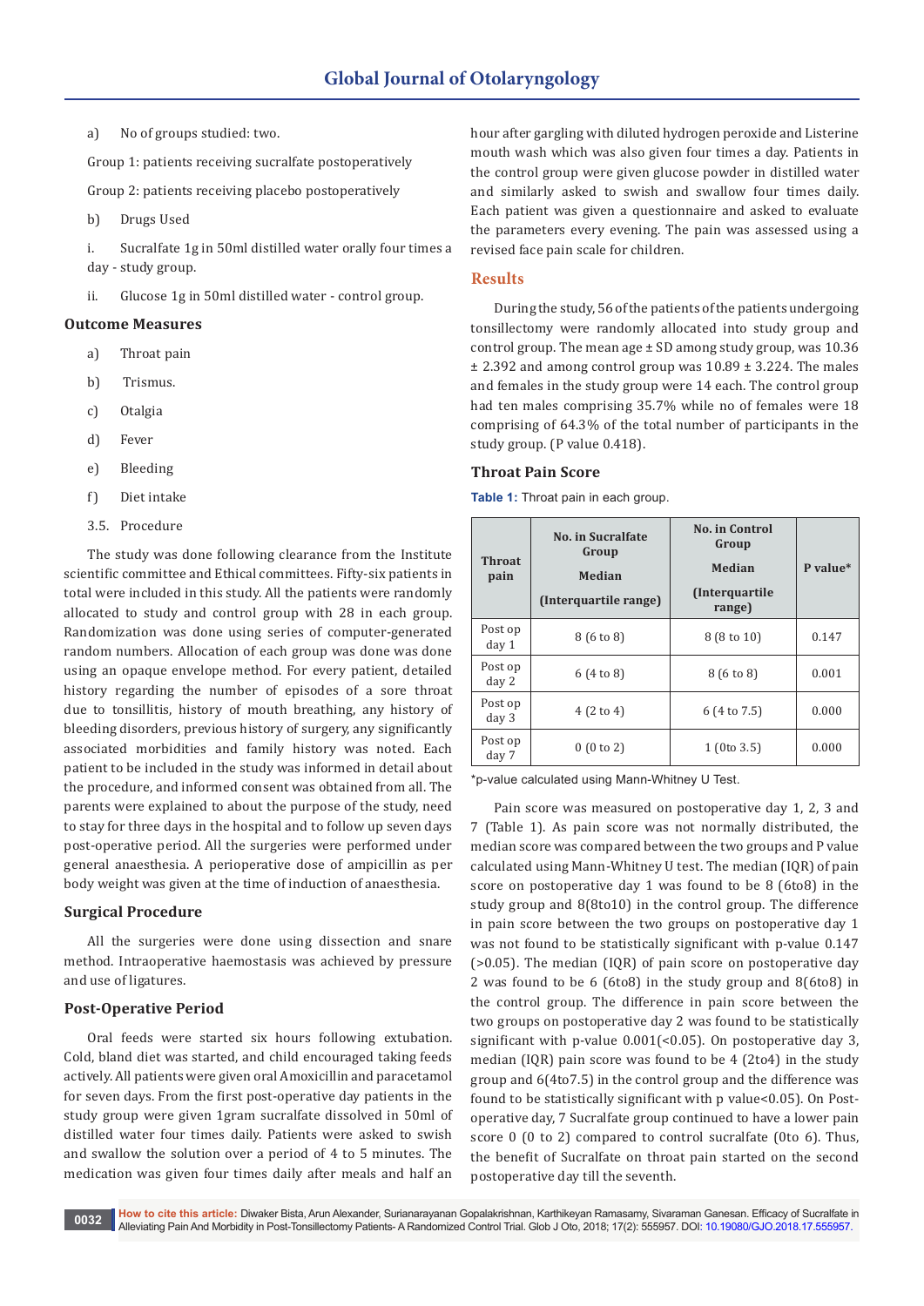a) No of groups studied: two.

Group 1: patients receiving sucralfate postoperatively

Group 2: patients receiving placebo postoperatively

b) Drugs Used

i. Sucralfate 1g in 50ml distilled water orally four times a day - study group.

ii. Glucose 1g in 50ml distilled water - control group.

### Outcome Measures

a) Throat pain

b) Trismus.

c) Otalgia

d) Fever

e) Bleeding

f) Diet intake

3.5. Procedure

The study was done following clearance from the Institute scientific committee and Ethical committees. Fifty-six patients in total were included in this study. All the patients were randomly allocated to study and control group with 28 in each group. Randomization was done using series of computer-generated random numbers. Allocation of each group was done was done using an opaque envelope method. For every patient, detailed history regarding the number of episodes of a sore throat due to tonsillitis, history of mouth breathing, any history of bleeding disorders, previous history of surgery, any significantly associated morbidities and family history was noted. Each patient to be included in the study was informed in detail about the procedure, and informed consent was obtained from all. The parents were explained to about the purpose of the study, need to stay for three days in the hospital and to follow up seven days post-operative period. All the surgeries were performed under general anaesthesia. A perioperative dose of ampicillin as per body weight was given at the time of induction of anaesthesia.

### Surgical Procedure

All the surgeries were done using dissection and snare method. Intraoperative haemostasis was achieved by pressure and use of ligatures.

### Post-Operative Period

Oral feeds were started six hours following extubation. Cold, bland diet was started, and child encouraged taking feeds actively. All patients were given oral Amoxicillin and paracetamol for seven days. From the first post-operative day patients in the study group were given 1gram sucralfate dissolved in 50ml of distilled water four times daily. Patients were asked to swish and swallow the solution over a period of 4 to 5 minutes. The medication was given four times daily after meals and half an hour after gargling with diluted hydrogen peroxide and Listerine mouth wash which was also given four times a day. Patients in the control group were given glucose powder in distilled water and similarly asked to swish and swallow four times daily. Each patient was given a questionnaire and asked to evaluate the parameters every evening. The pain was assessed using a revised face pain scale for children.

## Results

During the study, 56 of the patients of the patients undergoing tonsillectomy were randomly allocated into study group and control group. The mean age ± SD among study group, was 10.36 ± 2.392 and among control group was 10.89 ± 3.224. The males and females in the study group were 14 each. The control group had ten males comprising 35.7% while no of females were 18 comprising of 64.3% of the total number of participants in the study group. (P value 0.418).

### Throat Pain Score

**Table 1:** Throat pain in each group.

| Throat pain | No. in Sucralfate Group Median (Interquartile range) | No. in Control Group Median (Interquartile range) | P value* |
|---|---|---|---|
| Post op day 1 | 8 (6 to 8) | 8 (8 to 10) | 0.147 |
| Post op day 2 | 6 (4 to 8) | 8 (6 to 8) | 0.001 |
| Post op day 3 | 4 (2 to 4) | 6 (4 to 7.5) | 0.000 |
| Post op day 7 | 0 (0 to 2) | 1 (0to 3.5) | 0.000 |

*p-value calculated using Mann-Whitney U Test.

Pain score was measured on postoperative day 1, 2, 3 and 7 (Table 1). As pain score was not normally distributed, the median score was compared between the two groups and P value calculated using Mann-Whitney U test. The median (IQR) of pain score on postoperative day 1 was found to be 8 (6to8) in the study group and 8(8to10) in the control group. The difference in pain score between the two groups on postoperative day 1 was not found to be statistically significant with p-value 0.147 (>0.05). The median (IQR) of pain score on postoperative day 2 was found to be 6 (6to8) in the study group and 8(6to8) in the control group. The difference in pain score between the two groups on postoperative day 2 was found to be statistically significant with p-value 0.001(<0.05). On postoperative day 3, median (IQR) pain score was found to be 4 (2to4) in the study group and 6(4to7.5) in the control group and the difference was found to be statistically significant with p value<0.05). On Post-operative day, 7 Sucralfate group continued to have a lower pain score 0 (0 to 2) compared to control sucralfate (0to 6). Thus, the benefit of Sucralfate on throat pain started on the second postoperative day till the seventh.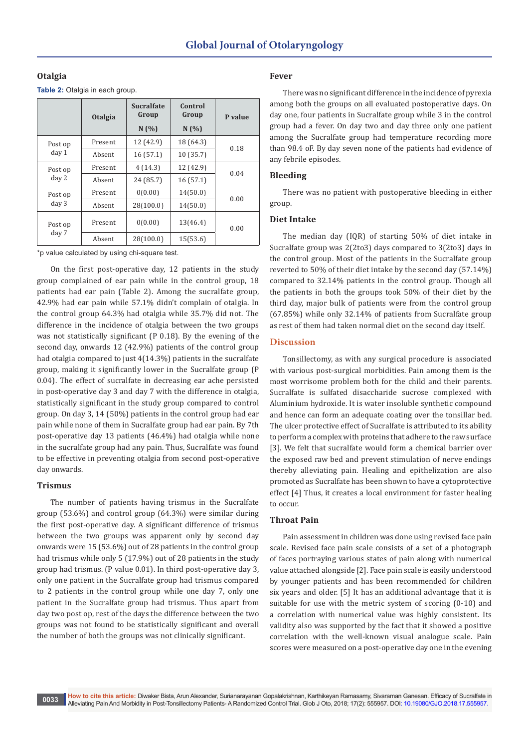### Otalgia

**Table 2:** Otalgia in each group.

| | Otalgia | Sucralfate Group N (%) | Control Group N (%) | P value |
|---|---|---|---|---|
| Post op day 1 | Present | 12 (42.9) | 18 (64.3) | 0.18 |
| | Absent | 16 (57.1) | 10 (35.7) | |
| Post op day 2 | Present | 4 (14.3) | 12 (42.9) | 0.04 |
| | Absent | 24 (85.7) | 16 (57.1) | |
| Post op day 3 | Present | 0(0.00) | 14(50.0) | 0.00 |
| | Absent | 28(100.0) | 14(50.0) | |
| Post op day 7 | Present | 0(0.00) | 13(46.4) | 0.00 |
| | Absent | 28(100.0) | 15(53.6) | |

*p value calculated by using chi-square test.

On the first post-operative day, 12 patients in the study group complained of ear pain while in the control group, 18 patients had ear pain (Table 2). Among the sucralfate group, 42.9% had ear pain while 57.1% didn't complain of otalgia. In the control group 64.3% had otalgia while 35.7% did not. The difference in the incidence of otalgia between the two groups was not statistically significant (P 0.18). By the evening of the second day, onwards 12 (42.9%) patients of the control group had otalgia compared to just 4(14.3%) patients in the sucralfate group, making it significantly lower in the Sucralfate group (P 0.04). The effect of sucralfate in decreasing ear ache persisted in post-operative day 3 and day 7 with the difference in otalgia, statistically significant in the study group compared to control group. On day 3, 14 (50%) patients in the control group had ear pain while none of them in Sucralfate group had ear pain. By 7th post-operative day 13 patients (46.4%) had otalgia while none in the sucralfate group had any pain. Thus, Sucralfate was found to be effective in preventing otalgia from second post-operative day onwards.

### Trismus

The number of patients having trismus in the Sucralfate group (53.6%) and control group (64.3%) were similar during the first post-operative day. A significant difference of trismus between the two groups was apparent only by second day onwards were 15 (53.6%) out of 28 patients in the control group had trismus while only 5 (17.9%) out of 28 patients in the study group had trismus. (P value 0.01). In third post-operative day 3, only one patient in the Sucralfate group had trismus compared to 2 patients in the control group while one day 7, only one patient in the Sucralfate group had trismus. Thus apart from day two post op, rest of the days the difference between the two groups was not found to be statistically significant and overall the number of both the groups was not clinically significant.

### Fever

There was no significant difference in the incidence of pyrexia among both the groups on all evaluated postoperative days. On day one, four patients in Sucralfate group while 3 in the control group had a fever. On day two and day three only one patient among the Sucralfate group had temperature recording more than 98.4 oF. By day seven none of the patients had evidence of any febrile episodes.

### Bleeding

There was no patient with postoperative bleeding in either group.

### Diet Intake

The median day (IQR) of starting 50% of diet intake in Sucralfate group was 2(2to3) days compared to 3(2to3) days in the control group. Most of the patients in the Sucralfate group reverted to 50% of their diet intake by the second day (57.14%) compared to 32.14% patients in the control group. Though all the patients in both the groups took 50% of their diet by the third day, major bulk of patients were from the control group (67.85%) while only 32.14% of patients from Sucralfate group as rest of them had taken normal diet on the second day itself.

## Discussion

Tonsillectomy, as with any surgical procedure is associated with various post-surgical morbidities. Pain among them is the most worrisome problem both for the child and their parents. Sucralfate is sulfated disaccharide sucrose complexed with Aluminium hydroxide. It is water insoluble synthetic compound and hence can form an adequate coating over the tonsillar bed. The ulcer protective effect of Sucralfate is attributed to its ability to perform a complex with proteins that adhere to the raw surface [3]. We felt that sucralfate would form a chemical barrier over the exposed raw bed and prevent stimulation of nerve endings thereby alleviating pain. Healing and epithelization are also promoted as Sucralfate has been shown to have a cytoprotective effect [4] Thus, it creates a local environment for faster healing to occur.

### Throat Pain

Pain assessment in children was done using revised face pain scale. Revised face pain scale consists of a set of a photograph of faces portraying various states of pain along with numerical value attached alongside [2]. Face pain scale is easily understood by younger patients and has been recommended for children six years and older. [5] It has an additional advantage that it is suitable for use with the metric system of scoring (0-10) and a correlation with numerical value was highly consistent. Its validity also was supported by the fact that it showed a positive correlation with the well-known visual analogue scale. Pain scores were measured on a post-operative day one in the evening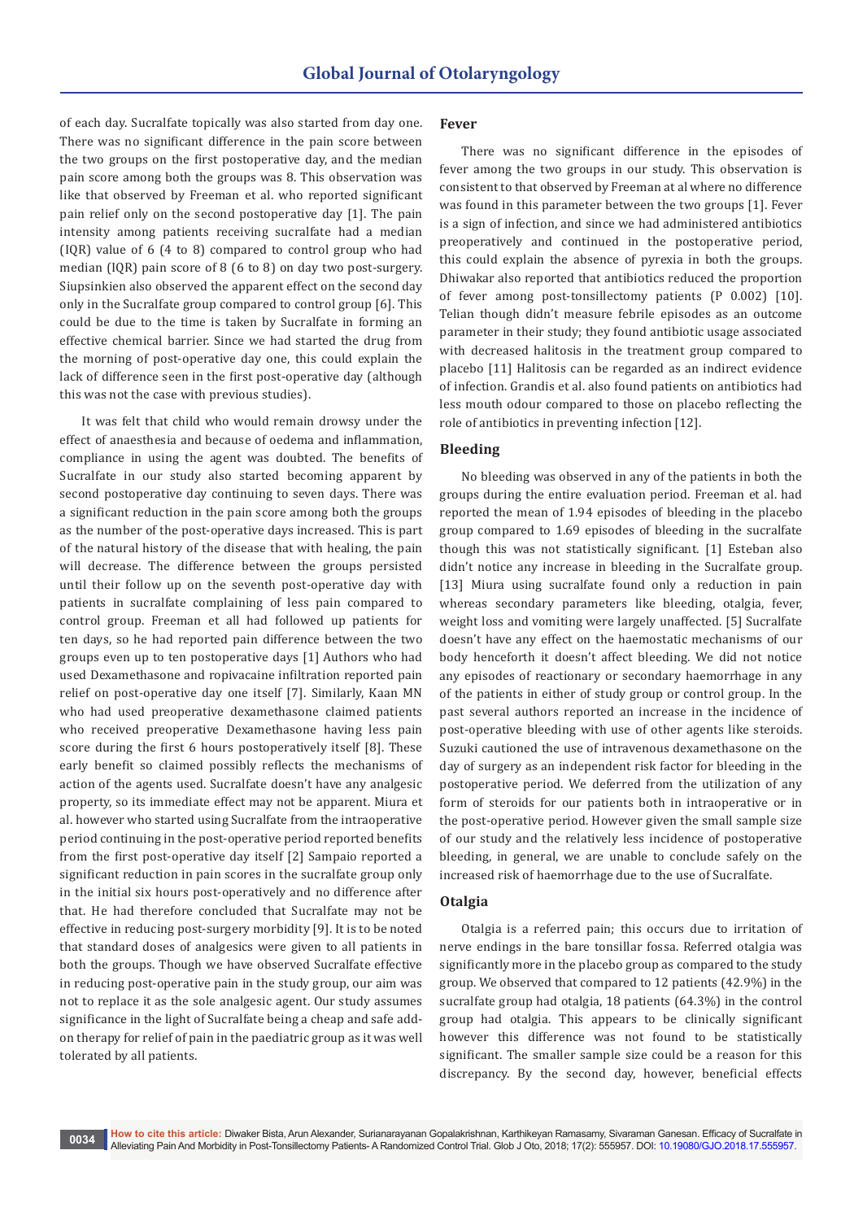of each day. Sucralfate topically was also started from day one. There was no significant difference in the pain score between the two groups on the first postoperative day, and the median pain score among both the groups was 8. This observation was like that observed by Freeman et al. who reported significant pain relief only on the second postoperative day [1]. The pain intensity among patients receiving sucralfate had a median (IQR) value of 6 (4 to 8) compared to control group who had median (IQR) pain score of 8 (6 to 8) on day two post-surgery. Siupsinkien also observed the apparent effect on the second day only in the Sucralfate group compared to control group [6]. This could be due to the time is taken by Sucralfate in forming an effective chemical barrier. Since we had started the drug from the morning of post-operative day one, this could explain the lack of difference seen in the first post-operative day (although this was not the case with previous studies).

It was felt that child who would remain drowsy under the effect of anaesthesia and because of oedema and inflammation, compliance in using the agent was doubted. The benefits of Sucralfate in our study also started becoming apparent by second postoperative day continuing to seven days. There was a significant reduction in the pain score among both the groups as the number of the post-operative days increased. This is part of the natural history of the disease that with healing, the pain will decrease. The difference between the groups persisted until their follow up on the seventh post-operative day with patients in sucralfate complaining of less pain compared to control group. Freeman et all had followed up patients for ten days, so he had reported pain difference between the two groups even up to ten postoperative days [1] Authors who had used Dexamethasone and ropivacaine infiltration reported pain relief on post-operative day one itself [7]. Similarly, Kaan MN who had used preoperative dexamethasone claimed patients who received preoperative Dexamethasone having less pain score during the first 6 hours postoperatively itself [8]. These early benefit so claimed possibly reflects the mechanisms of action of the agents used. Sucralfate doesn't have any analgesic property, so its immediate effect may not be apparent. Miura et al. however who started using Sucralfate from the intraoperative period continuing in the post-operative period reported benefits from the first post-operative day itself [2] Sampaio reported a significant reduction in pain scores in the sucralfate group only in the initial six hours post-operatively and no difference after that. He had therefore concluded that Sucralfate may not be effective in reducing post-surgery morbidity [9]. It is to be noted that standard doses of analgesics were given to all patients in both the groups. Though we have observed Sucralfate effective in reducing post-operative pain in the study group, our aim was not to replace it as the sole analgesic agent. Our study assumes significance in the light of Sucralfate being a cheap and safe add-on therapy for relief of pain in the paediatric group as it was well tolerated by all patients.

## Fever

There was no significant difference in the episodes of fever among the two groups in our study. This observation is consistent to that observed by Freeman at al where no difference was found in this parameter between the two groups [1]. Fever is a sign of infection, and since we had administered antibiotics preoperatively and continued in the postoperative period, this could explain the absence of pyrexia in both the groups. Dhiwakar also reported that antibiotics reduced the proportion of fever among post-tonsillectomy patients (P 0.002) [10]. Telian though didn't measure febrile episodes as an outcome parameter in their study; they found antibiotic usage associated with decreased halitosis in the treatment group compared to placebo [11] Halitosis can be regarded as an indirect evidence of infection. Grandis et al. also found patients on antibiotics had less mouth odour compared to those on placebo reflecting the role of antibiotics in preventing infection [12].

## Bleeding

No bleeding was observed in any of the patients in both the groups during the entire evaluation period. Freeman et al. had reported the mean of 1.94 episodes of bleeding in the placebo group compared to 1.69 episodes of bleeding in the sucralfate group though this was not statistically significant. [1] Esteban also didn't notice any increase in bleeding in the Sucralfate group. [13] Miura using sucralfate found only a reduction in pain whereas secondary parameters like bleeding, otalgia, fever, weight loss and vomiting were largely unaffected. [5] Sucralfate doesn't have any effect on the haemostatic mechanisms of our body henceforth it doesn't affect bleeding. We did not notice any episodes of reactionary or secondary haemorrhage in any of the patients in either of study group or control group. In the past several authors reported an increase in the incidence of post-operative bleeding with use of other agents like steroids. Suzuki cautioned the use of intravenous dexamethasone on the day of surgery as an independent risk factor for bleeding in the postoperative period. We deferred from the utilization of any form of steroids for our patients both in intraoperative or in the post-operative period. However given the small sample size of our study and the relatively less incidence of postoperative bleeding, in general, we are unable to conclude safely on the increased risk of haemorrhage due to the use of Sucralfate.

## Otalgia

Otalgia is a referred pain; this occurs due to irritation of nerve endings in the bare tonsillar fossa. Referred otalgia was significantly more in the placebo group as compared to the study group. We observed that compared to 12 patients (42.9%) in the sucralfate group had otalgia, 18 patients (64.3%) in the control group had otalgia. This appears to be clinically significant however this difference was not found to be statistically significant. The smaller sample size could be a reason for this discrepancy. By the second day, however, beneficial effects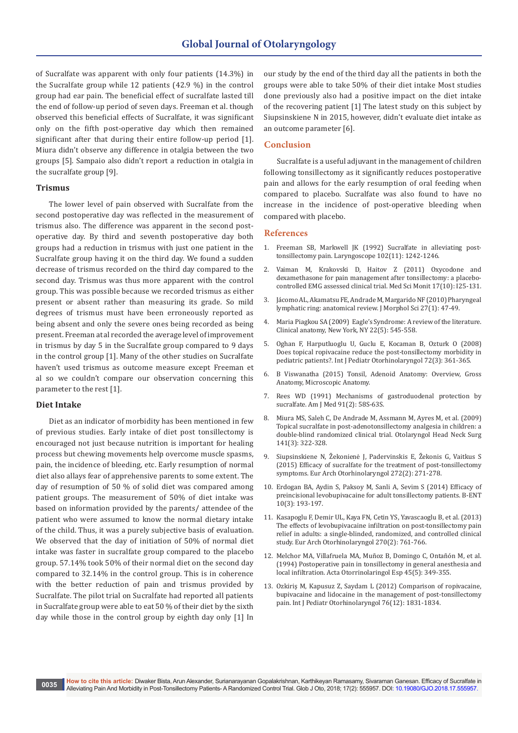of Sucralfate was apparent with only four patients (14.3%) in the Sucralfate group while 12 patients (42.9 %) in the control group had ear pain. The beneficial effect of sucralfate lasted till the end of follow-up period of seven days. Freeman et al. though observed this beneficial effects of Sucralfate, it was significant only on the fifth post-operative day which then remained significant after that during their entire follow-up period [1]. Miura didn't observe any difference in otalgia between the two groups [5]. Sampaio also didn't report a reduction in otalgia in the sucralfate group [9].

### Trismus

The lower level of pain observed with Sucralfate from the second postoperative day was reflected in the measurement of trismus also. The difference was apparent in the second post-operative day. By third and seventh postoperative day both groups had a reduction in trismus with just one patient in the Sucralfate group having it on the third day. We found a sudden decrease of trismus recorded on the third day compared to the second day. Trismus was thus more apparent with the control group. This was possible because we recorded trismus as either present or absent rather than measuring its grade. So mild degrees of trismus must have been erroneously reported as being absent and only the severe ones being recorded as being present. Freeman atal recorded the average level of improvement in trismus by day 5 in the Sucralfate group compared to 9 days in the control group [1]. Many of the other studies on Sucralfate haven't used trismus as outcome measure except Freeman et al so we couldn't compare our observation concerning this parameter to the rest [1].

### Diet Intake

Diet as an indicator of morbidity has been mentioned in few of previous studies. Early intake of diet post tonsillectomy is encouraged not just because nutrition is important for healing process but chewing movements help overcome muscle spasms, pain, the incidence of bleeding, etc. Early resumption of normal diet also allays fear of apprehensive parents to some extent. The day of resumption of 50 % of solid diet was compared among patient groups. The measurement of 50% of diet intake was based on information provided by the parents/ attendee of the patient who were assumed to know the normal dietary intake of the child. Thus, it was a purely subjective basis of evaluation. We observed that the day of initiation of 50% of normal diet intake was faster in sucralfate group compared to the placebo group. 57.14% took 50% of their normal diet on the second day compared to 32.14% in the control group. This is in coherence with the better reduction of pain and trismus provided by Sucralfate. The pilot trial on Sucralfate had reported all patients in Sucralfate group were able to eat 50 % of their diet by the sixth day while those in the control group by eighth day only [1] In our study by the end of the third day all the patients in both the groups were able to take 50% of their diet intake Most studies done previously also had a positive impact on the diet intake of the recovering patient [1] The latest study on this subject by Siupsinskiene N in 2015, however, didn't evaluate diet intake as an outcome parameter [6].

## Conclusion

Sucralfate is a useful adjuvant in the management of children following tonsillectomy as it significantly reduces postoperative pain and allows for the early resumption of oral feeding when compared to placebo. Sucralfate was also found to have no increase in the incidence of post-operative bleeding when compared with placebo.

## References

1. Freeman SB, Markwell JK (1992) Sucralfate in alleviating post-tonsillectomy pain. Laryngoscope 102(11): 1242-1246.
2. Vaiman M, Krakovski D, Haitov Z (2011) Oxycodone and dexamethasone for pain management after tonsillectomy: a placebo-controlled EMG assessed clinical trial. Med Sci Monit 17(10): I25-131.
3. Jácomo AL, Akamatsu FE, Andrade M, Margarido NF (2010) Pharyngeal lymphatic ring: anatomical review. J Morphol Sci 27(1): 47-49.
4. Maria Piagkou SA (2009) Eagle's Syndrome: A review of the literature. Clinical anatomy, New York, NY 22(5): 545-558.
5. Oghan F, Harputluoglu U, Guclu E, Kocaman B, Ozturk O (2008) Does topical ropivacaine reduce the post-tonsillectomy morbidity in pediatric patients?. Int J Pediatr Otorhinolaryngol 72(3): 361-365.
6. B Viswanatha (2015) Tonsil, Adenoid Anatomy: Overview, Gross Anatomy, Microscopic Anatomy.
7. Rees WD (1991) Mechanisms of gastroduodenal protection by sucralfate. Am J Med 91(2): 58S-63S.
8. Miura MS, Saleh C, De Andrade M, Assmann M, Ayres M, et al. (2009) Topical sucralfate in post-adenotonsillectomy analgesia in children: a double-blind randomized clinical trial. Otolaryngol Head Neck Surg 141(3): 322-328.
9. Siupsinskiene N, Žekonienė J, Padervinskis E, Žekonis G, Vaitkus S (2015) Efficacy of sucralfate for the treatment of post-tonsillectomy symptoms. Eur Arch Otorhinolaryngol 272(2): 271-278.
10. Erdogan BA, Aydin S, Paksoy M, Sanli A, Sevim S (2014) Efficacy of preincisional levobupivacaine for adult tonsillectomy patients. B-ENT 10(3): 193-197.
11. Kasapoglu F, Demir UL, Kaya FN, Cetin YS, Yavascaoglu B, et al. (2013) The effects of levobupivacaine infiltration on post-tonsillectomy pain relief in adults: a single-blinded, randomized, and controlled clinical study. Eur Arch Otorhinolaryngol 270(2): 761-766.
12. Melchor MA, Villafruela MA, Muñoz B, Domingo C, Ontañón M, et al. (1994) Postoperative pain in tonsillectomy in general anesthesia and local infiltration. Acta Otorrinolaringol Esp 45(5): 349-355.
13. Ozkiriş M, Kapusuz Z, Saydam L (2012) Comparison of ropivacaine, bupivacaine and lidocaine in the management of post-tonsillectomy pain. Int J Pediatr Otorhinolaryngol 76(12): 1831-1834.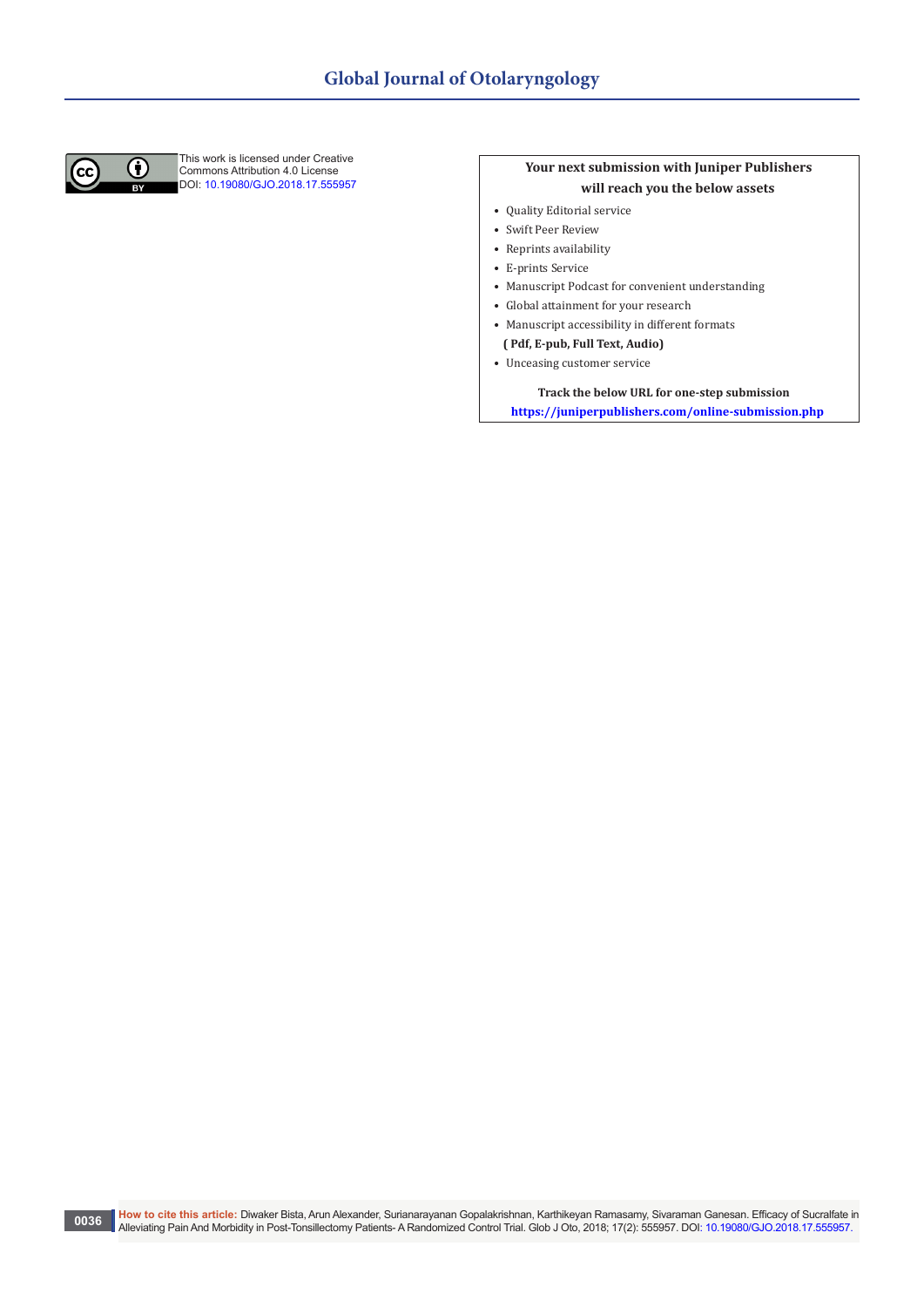This work is licensed under Creative Commons Attribution 4.0 License
DOI: 10.19080/GJO.2018.17.555957

**Your next submission with Juniper Publishers will reach you the below assets**

- Quality Editorial service
- Swift Peer Review
- Reprints availability
- E-prints Service
- Manuscript Podcast for convenient understanding
- Global attainment for your research
- Manuscript accessibility in different formats

**( Pdf, E-pub, Full Text, Audio)**

- Unceasing customer service

**Track the below URL for one-step submission**
**https://juniperpublishers.com/online-submission.php**

**How to cite this article:** Diwaker Bista, Arun Alexander, Surianarayanan Gopalakrishnan, Karthikeyan Ramasamy, Sivaraman Ganesan. Efficacy of Sucralfate in Alleviating Pain And Morbidity in Post-Tonsillectomy Patients- A Randomized Control Trial. Glob J Oto, 2018; 17(2): 555957. DOI: 10.19080/GJO.2018.17.555957.